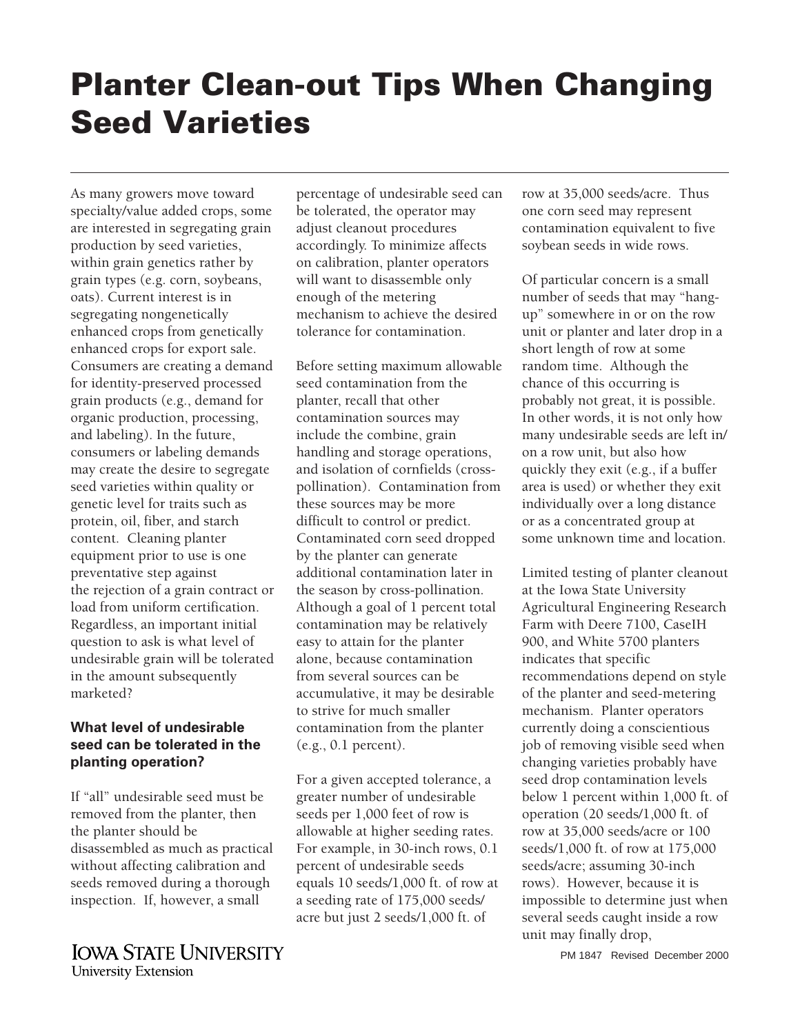# Planter Clean-out Tips When Changing Seed Varieties

As many growers move toward specialty/value added crops, some are interested in segregating grain production by seed varieties, within grain genetics rather by grain types (e.g. corn, soybeans, oats). Current interest is in segregating nongenetically enhanced crops from genetically enhanced crops for export sale. Consumers are creating a demand for identity-preserved processed grain products (e.g., demand for organic production, processing, and labeling). In the future, consumers or labeling demands may create the desire to segregate seed varieties within quality or genetic level for traits such as protein, oil, fiber, and starch content. Cleaning planter equipment prior to use is one preventative step against the rejection of a grain contract or load from uniform certification. Regardless, an important initial question to ask is what level of undesirable grain will be tolerated in the amount subsequently marketed?

### What level of undesirable seed can be tolerated in the planting operation?

If "all" undesirable seed must be removed from the planter, then the planter should be disassembled as much as practical without affecting calibration and seeds removed during a thorough inspection. If, however, a small percentage of undesirable seed can be tolerated, the operator may adjust cleanout procedures accordingly. To minimize affects on calibration, planter operators will want to disassemble only enough of the metering mechanism to achieve the desired tolerance for contamination.

Before setting maximum allowable seed contamination from the planter, recall that other contamination sources may include the combine, grain handling and storage operations, and isolation of cornfields (cross-pollination). Contamination from these sources may be more difficult to control or predict. Contaminated corn seed dropped by the planter can generate additional contamination later in the season by cross-pollination. Although a goal of 1 percent total contamination may be relatively easy to attain for the planter alone, because contamination from several sources can be accumulative, it may be desirable to strive for much smaller contamination from the planter (e.g., 0.1 percent).

For a given accepted tolerance, a greater number of undesirable seeds per 1,000 feet of row is allowable at higher seeding rates. For example, in 30-inch rows, 0.1 percent of undesirable seeds equals 10 seeds/1,000 ft. of row at a seeding rate of 175,000 seeds/acre but just 2 seeds/1,000 ft. of row at 35,000 seeds/acre. Thus one corn seed may represent contamination equivalent to five soybean seeds in wide rows.

Of particular concern is a small number of seeds that may "hang-up" somewhere in or on the row unit or planter and later drop in a short length of row at some random time. Although the chance of this occurring is probably not great, it is possible. In other words, it is not only how many undesirable seeds are left in/on a row unit, but also how quickly they exit (e.g., if a buffer area is used) or whether they exit individually over a long distance or as a concentrated group at some unknown time and location.

Limited testing of planter cleanout at the Iowa State University Agricultural Engineering Research Farm with Deere 7100, CaseIH 900, and White 5700 planters indicates that specific recommendations depend on style of the planter and seed-metering mechanism. Planter operators currently doing a conscientious job of removing visible seed when changing varieties probably have seed drop contamination levels below 1 percent within 1,000 ft. of operation (20 seeds/1,000 ft. of row at 35,000 seeds/acre or 100 seeds/1,000 ft. of row at 175,000 seeds/acre; assuming 30-inch rows). However, because it is impossible to determine just when several seeds caught inside a row unit may finally drop,

IOWA STATE UNIVERSITY
University Extension

PM 1847 Revised December 2000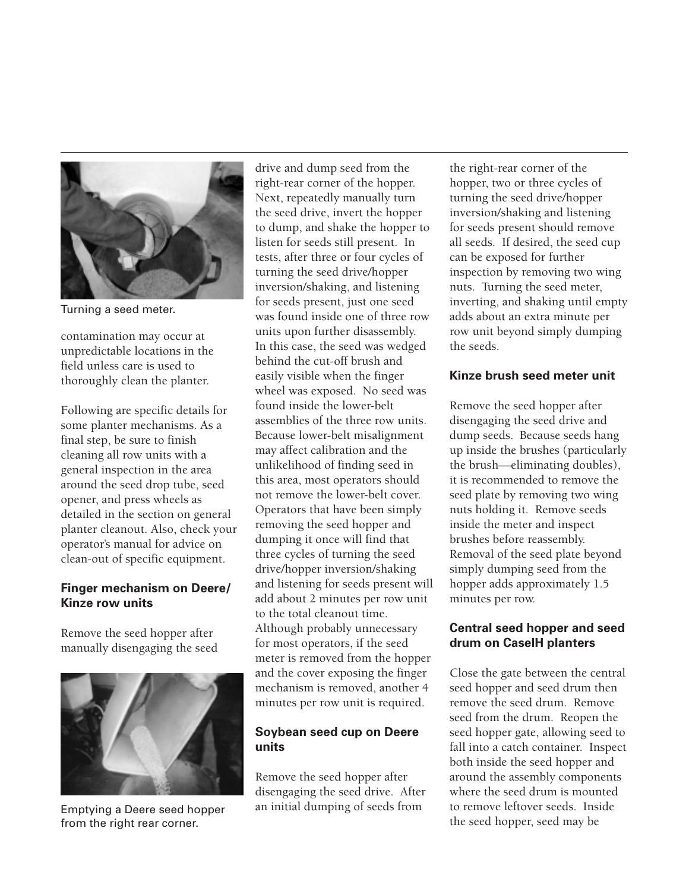Turning a seed meter.

contamination may occur at unpredictable locations in the field unless care is used to thoroughly clean the planter.

Following are specific details for some planter mechanisms. As a final step, be sure to finish cleaning all row units with a general inspection in the area around the seed drop tube, seed opener, and press wheels as detailed in the section on general planter cleanout. Also, check your operator's manual for advice on clean-out of specific equipment.

### Finger mechanism on Deere/ Kinze row units

Remove the seed hopper after manually disengaging the seed drive and dump seed from the right-rear corner of the hopper. Next, repeatedly manually turn the seed drive, invert the hopper to dump, and shake the hopper to listen for seeds still present. In tests, after three or four cycles of turning the seed drive/hopper inversion/shaking, and listening for seeds present, just one seed was found inside one of three row units upon further disassembly. In this case, the seed was wedged behind the cut-off brush and easily visible when the finger wheel was exposed. No seed was found inside the lower-belt assemblies of the three row units. Because lower-belt misalignment may affect calibration and the unlikelihood of finding seed in this area, most operators should not remove the lower-belt cover. Operators that have been simply removing the seed hopper and dumping it once will find that three cycles of turning the seed drive/hopper inversion/shaking and listening for seeds present will add about 2 minutes per row unit to the total cleanout time. Although probably unnecessary for most operators, if the seed meter is removed from the hopper and the cover exposing the finger mechanism is removed, another 4 minutes per row unit is required.

Emptying a Deere seed hopper from the right rear corner.

### Soybean seed cup on Deere units

Remove the seed hopper after disengaging the seed drive. After an initial dumping of seeds from the right-rear corner of the hopper, two or three cycles of turning the seed drive/hopper inversion/shaking and listening for seeds present should remove all seeds. If desired, the seed cup can be exposed for further inspection by removing two wing nuts. Turning the seed meter, inverting, and shaking until empty adds about an extra minute per row unit beyond simply dumping the seeds.

### Kinze brush seed meter unit

Remove the seed hopper after disengaging the seed drive and dump seeds. Because seeds hang up inside the brushes (particularly the brush—eliminating doubles), it is recommended to remove the seed plate by removing two wing nuts holding it. Remove seeds inside the meter and inspect brushes before reassembly. Removal of the seed plate beyond simply dumping seed from the hopper adds approximately 1.5 minutes per row.

### Central seed hopper and seed drum on CaseIH planters

Close the gate between the central seed hopper and seed drum then remove the seed drum. Remove seed from the drum. Reopen the seed hopper gate, allowing seed to fall into a catch container. Inspect both inside the seed hopper and around the assembly components where the seed drum is mounted to remove leftover seeds. Inside the seed hopper, seed may be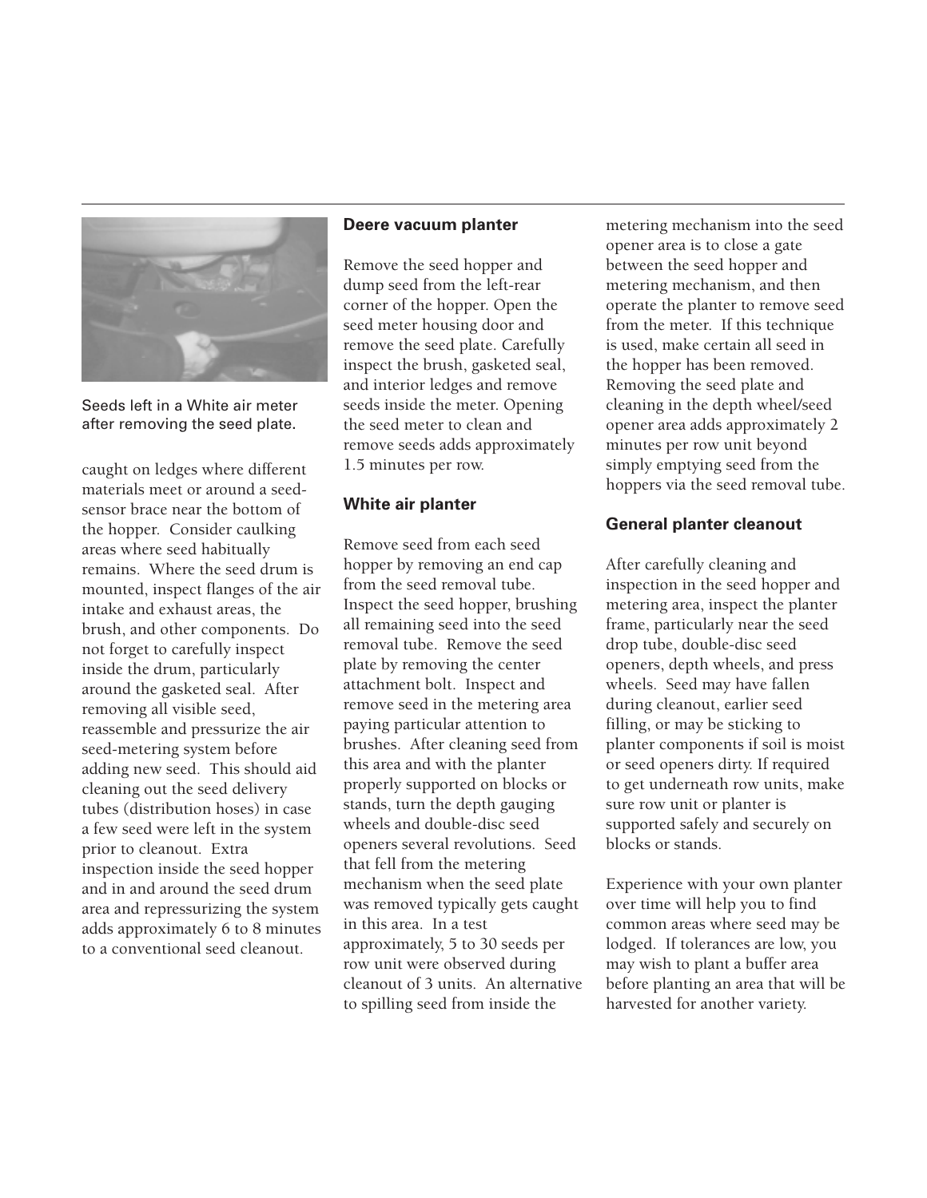Seeds left in a White air meter after removing the seed plate.

caught on ledges where different materials meet or around a seed-sensor brace near the bottom of the hopper. Consider caulking areas where seed habitually remains. Where the seed drum is mounted, inspect flanges of the air intake and exhaust areas, the brush, and other components. Do not forget to carefully inspect inside the drum, particularly around the gasketed seal. After removing all visible seed, reassemble and pressurize the air seed-metering system before adding new seed. This should aid cleaning out the seed delivery tubes (distribution hoses) in case a few seed were left in the system prior to cleanout. Extra inspection inside the seed hopper and in and around the seed drum area and repressurizing the system adds approximately 6 to 8 minutes to a conventional seed cleanout.

### Deere vacuum planter

Remove the seed hopper and dump seed from the left-rear corner of the hopper. Open the seed meter housing door and remove the seed plate. Carefully inspect the brush, gasketed seal, and interior ledges and remove seeds inside the meter. Opening the seed meter to clean and remove seeds adds approximately 1.5 minutes per row.

### White air planter

Remove seed from each seed hopper by removing an end cap from the seed removal tube. Inspect the seed hopper, brushing all remaining seed into the seed removal tube. Remove the seed plate by removing the center attachment bolt. Inspect and remove seed in the metering area paying particular attention to brushes. After cleaning seed from this area and with the planter properly supported on blocks or stands, turn the depth gauging wheels and double-disc seed openers several revolutions. Seed that fell from the metering mechanism when the seed plate was removed typically gets caught in this area. In a test approximately, 5 to 30 seeds per row unit were observed during cleanout of 3 units. An alternative to spilling seed from inside the metering mechanism into the seed opener area is to close a gate between the seed hopper and metering mechanism, and then operate the planter to remove seed from the meter. If this technique is used, make certain all seed in the hopper has been removed. Removing the seed plate and cleaning in the depth wheel/seed opener area adds approximately 2 minutes per row unit beyond simply emptying seed from the hoppers via the seed removal tube.

### General planter cleanout

After carefully cleaning and inspection in the seed hopper and metering area, inspect the planter frame, particularly near the seed drop tube, double-disc seed openers, depth wheels, and press wheels. Seed may have fallen during cleanout, earlier seed filling, or may be sticking to planter components if soil is moist or seed openers dirty. If required to get underneath row units, make sure row unit or planter is supported safely and securely on blocks or stands.

Experience with your own planter over time will help you to find common areas where seed may be lodged. If tolerances are low, you may wish to plant a buffer area before planting an area that will be harvested for another variety.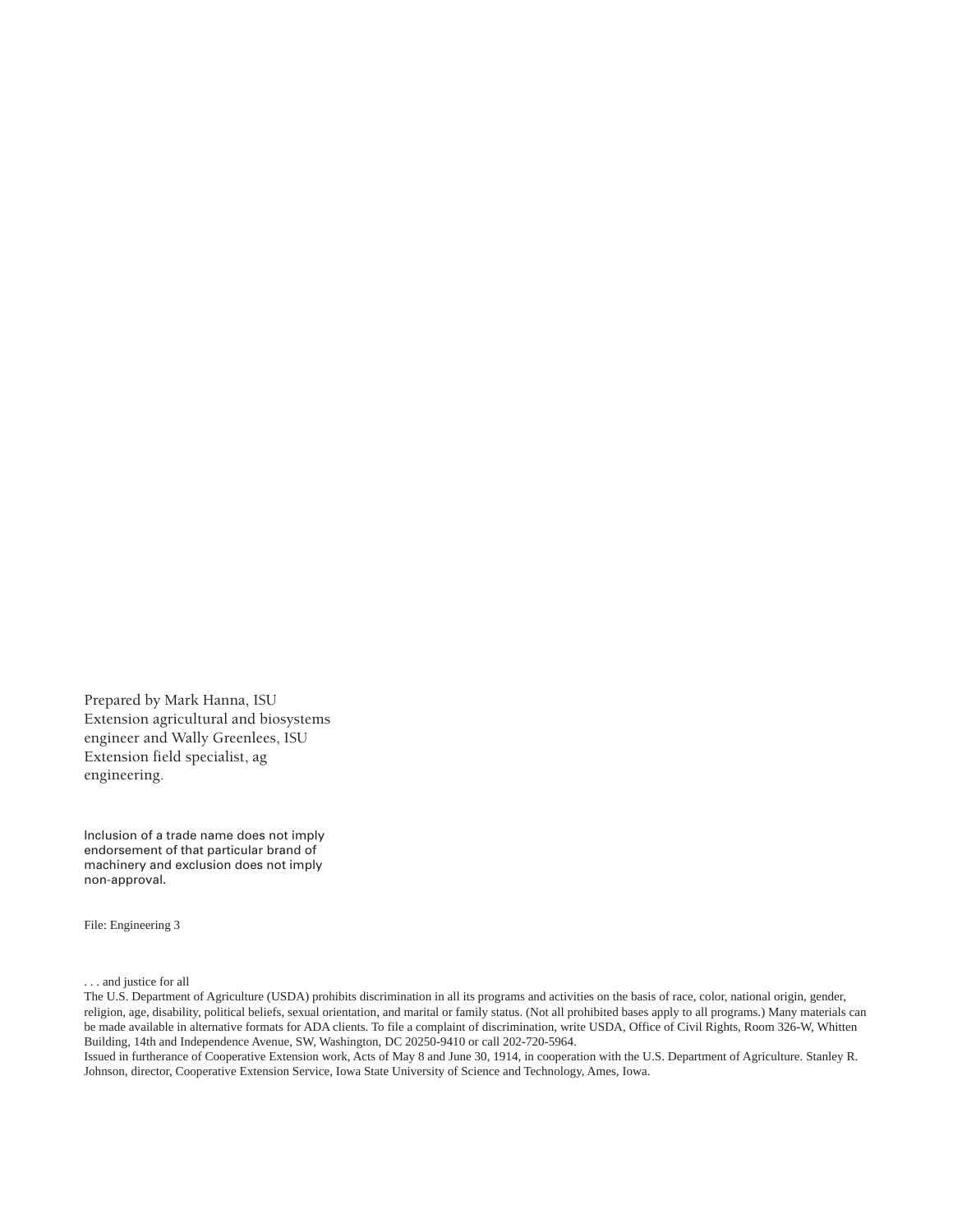Prepared by Mark Hanna, ISU Extension agricultural and biosystems engineer and Wally Greenlees, ISU Extension field specialist, ag engineering.

Inclusion of a trade name does not imply endorsement of that particular brand of machinery and exclusion does not imply non-approval.

File: Engineering 3

. . . and justice for all
The U.S. Department of Agriculture (USDA) prohibits discrimination in all its programs and activities on the basis of race, color, national origin, gender, religion, age, disability, political beliefs, sexual orientation, and marital or family status. (Not all prohibited bases apply to all programs.) Many materials can be made available in alternative formats for ADA clients. To file a complaint of discrimination, write USDA, Office of Civil Rights, Room 326-W, Whitten Building, 14th and Independence Avenue, SW, Washington, DC 20250-9410 or call 202-720-5964.
Issued in furtherance of Cooperative Extension work, Acts of May 8 and June 30, 1914, in cooperation with the U.S. Department of Agriculture. Stanley R. Johnson, director, Cooperative Extension Service, Iowa State University of Science and Technology, Ames, Iowa.